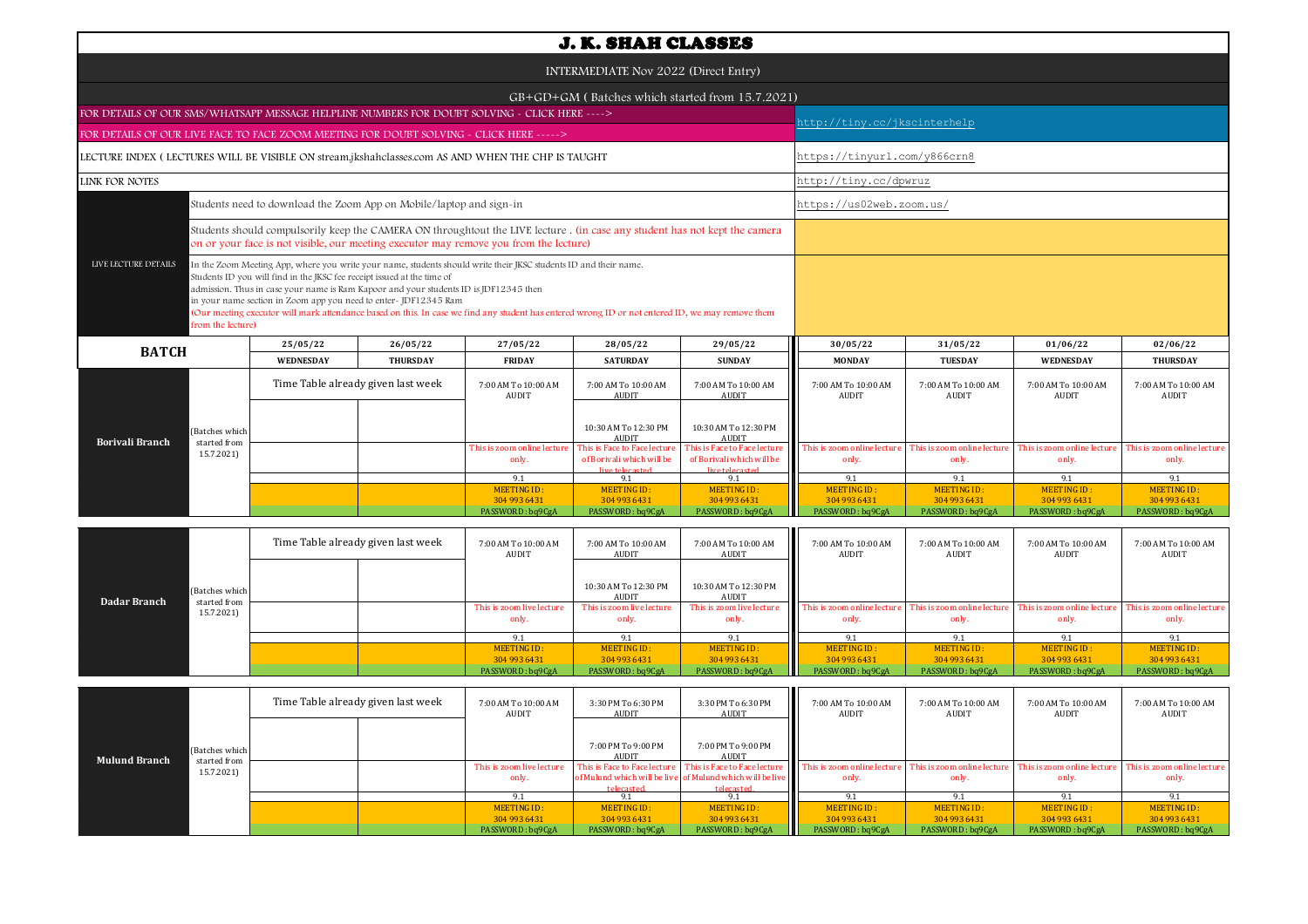# J. K. SHAH CLASSES

INTERMEDIATE Nov 2022 (Direct Entry)

GB+GD+GM ( Batches which started from 15.7.2021)

| | |
|---|---|
| FOR DETAILS OF OUR SMS/WHATSAPP MESSAGE HELPLINE NUMBERS FOR DOUBT SOLVING - CLICK HERE ----> | http://tiny.cc/jkscinterhelp |
| FOR DETAILS OF OUR LIVE FACE TO FACE ZOOM MEETING FOR DOUBT SOLVING - CLICK HERE -----> | |
| LECTURE INDEX ( LECTURES WILL BE VISIBLE ON stream.jkshahclasses.com AS AND WHEN THE CHP IS TAUGHT | https://tinyurl.com/y866crn8 |
| LINK FOR NOTES | http://tiny.cc/dpwruz |

**LIVE LECTURE DETAILS**

- Students need to download the Zoom App on Mobile/laptop and sign-in — https://us02web.zoom.us/
- Students should compulsorily keep the CAMERA ON throughtout the LIVE lecture . (in case any student has not kept the camera on or your face is not visible, our meeting executor may remove you from the lecture)
- In the Zoom Meeting App, where you write your name, students should write their JKSC students ID and their name. Students ID you will find in the JKSC fee receipt issued at the time of admission. Thus in case your name is Ram Kapoor and your students ID is JDF12345 then in your name section in Zoom app you need to enter- JDF12345 Ram (Our meeting executor will mark attendance based on this. In case we find any student has entered wrong ID or not entered ID, we may remove them from the lecture)

| BATCH | | 25/05/22 | 26/05/22 | 27/05/22 | 28/05/22 | 29/05/22 | 30/05/22 | 31/05/22 | 01/06/22 | 02/06/22 |
|---|---|---|---|---|---|---|---|---|---|---|
| | | WEDNESDAY | THURSDAY | FRIDAY | SATURDAY | SUNDAY | MONDAY | TUESDAY | WEDNESDAY | THURSDAY |
| Borivali Branch | (Batches which started from 15.7.2021) | Time Table already given last week | | 7:00 AM To 10:00 AM AUDIT | 7:00 AM To 10:00 AM AUDIT | 7:00 AM To 10:00 AM AUDIT | 7:00 AM To 10:00 AM AUDIT | 7:00 AM To 10:00 AM AUDIT | 7:00 AM To 10:00 AM AUDIT | 7:00 AM To 10:00 AM AUDIT |
| | | | | | 10:30 AM To 12:30 PM AUDIT | 10:30 AM To 12:30 PM AUDIT | | | | |
| | | | | This is zoom online lecture only. | This is Face to Face lecture of Borivali which will be live telecasted. | This is Face to Face lecture of Borivali which will be live telecasted. | This is zoom online lecture only. | This is zoom online lecture only. | This is zoom online lecture only. | This is zoom online lecture only. |
| | | | | 9.1 | 9.1 | 9.1 | 9.1 | 9.1 | 9.1 | 9.1 |
| | | | | MEETING ID : 304 993 6431 | MEETING ID : 304 993 6431 | MEETING ID : 304 993 6431 | MEETING ID : 304 993 6431 | MEETING ID : 304 993 6431 | MEETING ID : 304 993 6431 | MEETING ID : 304 993 6431 |
| | | | | PASSWORD : bq9CgA | PASSWORD : bq9CgA | PASSWORD : bq9CgA | PASSWORD : bq9CgA | PASSWORD : bq9CgA | PASSWORD : bq9CgA | PASSWORD : bq9CgA |
| Dadar Branch | (Batches which started from 15.7.2021) | Time Table already given last week | | 7:00 AM To 10:00 AM AUDIT | 7:00 AM To 10:00 AM AUDIT | 7:00 AM To 10:00 AM AUDIT | 7:00 AM To 10:00 AM AUDIT | 7:00 AM To 10:00 AM AUDIT | 7:00 AM To 10:00 AM AUDIT | 7:00 AM To 10:00 AM AUDIT |
| | | | | | 10:30 AM To 12:30 PM AUDIT | 10:30 AM To 12:30 PM AUDIT | | | | |
| | | | | This is zoom live lecture only. | This is zoom live lecture only. | This is zoom live lecture only. | This is zoom online lecture only. | This is zoom online lecture only. | This is zoom online lecture only. | This is zoom online lecture only. |
| | | | | 9.1 | 9.1 | 9.1 | 9.1 | 9.1 | 9.1 | 9.1 |
| | | | | MEETING ID : 304 993 6431 | MEETING ID : 304 993 6431 | MEETING ID : 304 993 6431 | MEETING ID : 304 993 6431 | MEETING ID : 304 993 6431 | MEETING ID : 304 993 6431 | MEETING ID : 304 993 6431 |
| | | | | PASSWORD : bq9CgA | PASSWORD : bq9CgA | PASSWORD : bq9CgA | PASSWORD : bq9CgA | PASSWORD : bq9CgA | PASSWORD : bq9CgA | PASSWORD : bq9CgA |
| Mulund Branch | (Batches which started from 15.7.2021) | Time Table already given last week | | 7:00 AM To 10:00 AM AUDIT | 3:30 PM To 6:30 PM AUDIT | 3:30 PM To 6:30 PM AUDIT | 7:00 AM To 10:00 AM AUDIT | 7:00 AM To 10:00 AM AUDIT | 7:00 AM To 10:00 AM AUDIT | 7:00 AM To 10:00 AM AUDIT |
| | | | | | 7:00 PM To 9:00 PM AUDIT | 7:00 PM To 9:00 PM AUDIT | | | | |
| | | | | This is zoom live lecture only. | This is Face to Face lecture of Mulund which will be live telecasted. | This is Face to Face lecture of Mulund which will be live telecasted. | This is zoom online lecture only. | This is zoom online lecture only. | This is zoom online lecture only. | This is zoom online lecture only. |
| | | | | 9.1 | 9.1 | 9.1 | 9.1 | 9.1 | 9.1 | 9.1 |
| | | | | MEETING ID : 304 993 6431 | MEETING ID : 304 993 6431 | MEETING ID : 304 993 6431 | MEETING ID : 304 993 6431 | MEETING ID : 304 993 6431 | MEETING ID : 304 993 6431 | MEETING ID : 304 993 6431 |
| | | | | PASSWORD : bq9CgA | PASSWORD : bq9CgA | PASSWORD : bq9CgA | PASSWORD : bq9CgA | PASSWORD : bq9CgA | PASSWORD : bq9CgA | PASSWORD : bq9CgA |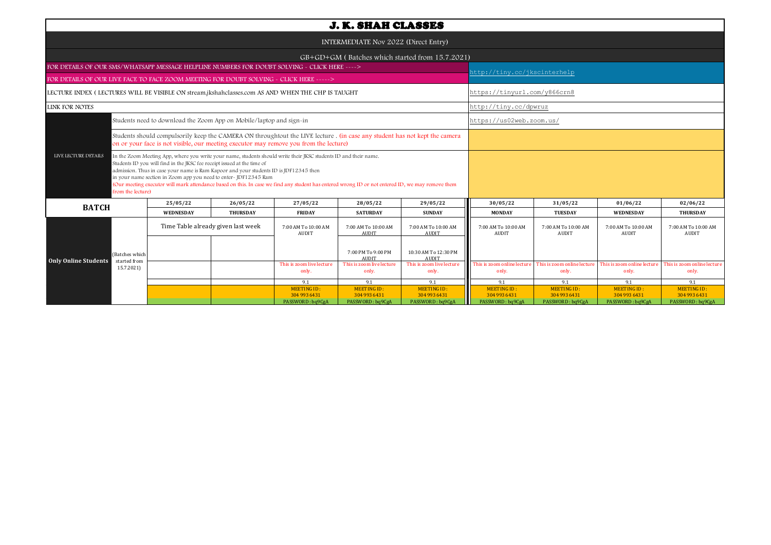# J. K. SHAH CLASSES

INTERMEDIATE Nov 2022 (Direct Entry)

GB+GD+GM ( Batches which started from 15.7.2021)

| | |
|---|---|
| FOR DETAILS OF OUR SMS/WHATSAPP MESSAGE HELPLINE NUMBERS FOR DOUBT SOLVING - CLICK HERE ----> FOR DETAILS OF OUR LIVE FACE TO FACE ZOOM MEETING FOR DOUBT SOLVING - CLICK HERE -----> | http://tiny.cc/jkscinterhelp |
| LECTURE INDEX ( LECTURES WILL BE VISIBLE ON stream.jkshahclasses.com AS AND WHEN THE CHP IS TAUGHT | https://tinyurl.com/y866crn8 |
| LINK FOR NOTES | http://tiny.cc/dpwruz |
| LIVE LECTURE DETAILS: Students need to download the Zoom App on Mobile/laptop and sign-in | https://us02web.zoom.us/ |
| Students should compulsorily keep the CAMERA ON throughtout the LIVE lecture . (in case any student has not kept the camera on or your face is not visible, our meeting executor may remove you from the lecture) | |
| In the Zoom Meeting App, where you write your name, students should write their JKSC students ID and their name. Students ID you will find in the JKSC fee receipt issued at the time of admission. Thus in case your name is Ram Kapoor and your students ID is JDF12345 then in your name section in Zoom app you need to enter- JDF12345 Ram (Our meeting executor will mark attendance based on this. In case we find any student has entered wrong ID or not entered ID, we may remove them from the lecture) | |

| BATCH | | 25/05/22 | 26/05/22 | 27/05/22 | 28/05/22 | 29/05/22 | 30/05/22 | 31/05/22 | 01/06/22 | 02/06/22 |
|---|---|---|---|---|---|---|---|---|---|---|
| | | WEDNESDAY | THURSDAY | FRIDAY | SATURDAY | SUNDAY | MONDAY | TUESDAY | WEDNESDAY | THURSDAY |
| Only Online Students | (Batches which started from 15.7.2021) | Time Table already given last week | | 7:00 AM To 10:00 AM AUDIT | 7:00 AM To 10:00 AM AUDIT | 7:00 AM To 10:00 AM AUDIT | 7:00 AM To 10:00 AM AUDIT | 7:00 AM To 10:00 AM AUDIT | 7:00 AM To 10:00 AM AUDIT | 7:00 AM To 10:00 AM AUDIT |
| | | | | | 7:00 PM To 9:00 PM AUDIT | 10:30 AM To 12:30 PM AUDIT | | | | |
| | | | | This is zoom live lecture only. | This is zoom live lecture only. | This is zoom live lecture only. | This is zoom online lecture only. | This is zoom online lecture only. | This is zoom online lecture only. | This is zoom online lecture only. |
| | | | | 9.1 | 9.1 | 9.1 | 9.1 | 9.1 | 9.1 | 9.1 |
| | | | | MEETING ID : 304 993 6431 | MEETING ID : 304 993 6431 | MEETING ID : 304 993 6431 | MEETING ID : 304 993 6431 | MEETING ID : 304 993 6431 | MEETING ID : 304 993 6431 | MEETING ID : 304 993 6431 |
| | | | | PASSWORD : bq9CgA | PASSWORD : bq9CgA | PASSWORD : bq9CgA | PASSWORD : bq9CgA | PASSWORD : bq9CgA | PASSWORD : bq9CgA | PASSWORD : bq9CgA |